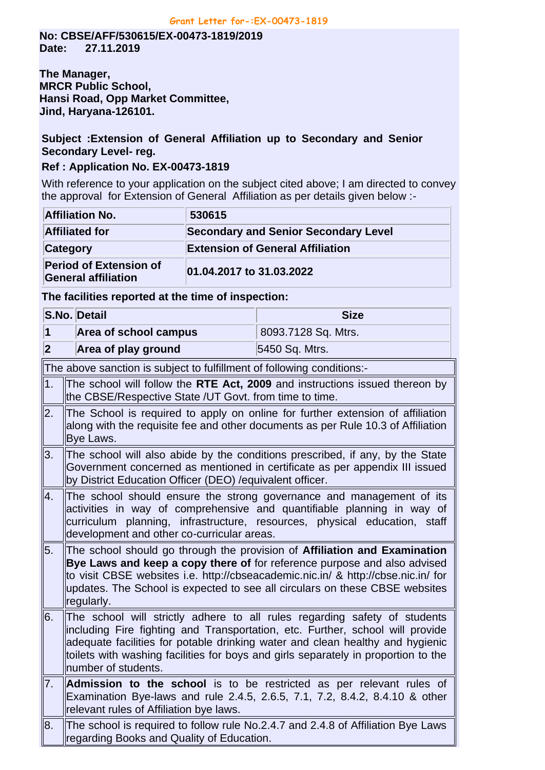Grant Letter for-:EX-00473-1819

**No: CBSE/AFF/530615/EX-00473-1819/2019**
**Date: 27.11.2019**

**The Manager,**
**MRCR Public School,**
**Hansi Road, Opp Market Committee,**
**Jind, Haryana-126101.**

**Subject :Extension of General Affiliation up to Secondary and Senior Secondary Level- reg.**

**Ref : Application No. EX-00473-1819**

With reference to your application on the subject cited above; I am directed to convey the approval for Extension of General Affiliation as per details given below :-

| | |
|---|---|
| **Affiliation No.** | **530615** |
| **Affiliated for** | **Secondary and Senior Secondary Level** |
| **Category** | **Extension of General Affiliation** |
| **Period of Extension of General affiliation** | **01.04.2017 to 31.03.2022** |

**The facilities reported at the time of inspection:**

| S.No. | Detail | Size |
|---|---|---|
| 1 | Area of school campus | 8093.7128 Sq. Mtrs. |
| 2 | Area of play ground | 5450 Sq. Mtrs. |

The above sanction is subject to fulfillment of following conditions:-

| | |
|---|---|
| 1. | The school will follow the **RTE Act, 2009** and instructions issued thereon by the CBSE/Respective State /UT Govt. from time to time. |
| 2. | The School is required to apply on online for further extension of affiliation along with the requisite fee and other documents as per Rule 10.3 of Affiliation Bye Laws. |
| 3. | The school will also abide by the conditions prescribed, if any, by the State Government concerned as mentioned in certificate as per appendix III issued by District Education Officer (DEO) /equivalent officer. |
| 4. | The school should ensure the strong governance and management of its activities in way of comprehensive and quantifiable planning in way of curriculum planning, infrastructure, resources, physical education, staff development and other co-curricular areas. |
| 5. | The school should go through the provision of **Affiliation and Examination Bye Laws and keep a copy there of** for reference purpose and also advised to visit CBSE websites i.e. http://cbseacademic.nic.in/ & http://cbse.nic.in/ for updates. The School is expected to see all circulars on these CBSE websites regularly. |
| 6. | The school will strictly adhere to all rules regarding safety of students including Fire fighting and Transportation, etc. Further, school will provide adequate facilities for potable drinking water and clean healthy and hygienic toilets with washing facilities for boys and girls separately in proportion to the number of students. |
| 7. | **Admission to the school** is to be restricted as per relevant rules of Examination Bye-laws and rule 2.4.5, 2.6.5, 7.1, 7.2, 8.4.2, 8.4.10 & other relevant rules of Affiliation bye laws. |
| 8. | The school is required to follow rule No.2.4.7 and 2.4.8 of Affiliation Bye Laws regarding Books and Quality of Education. |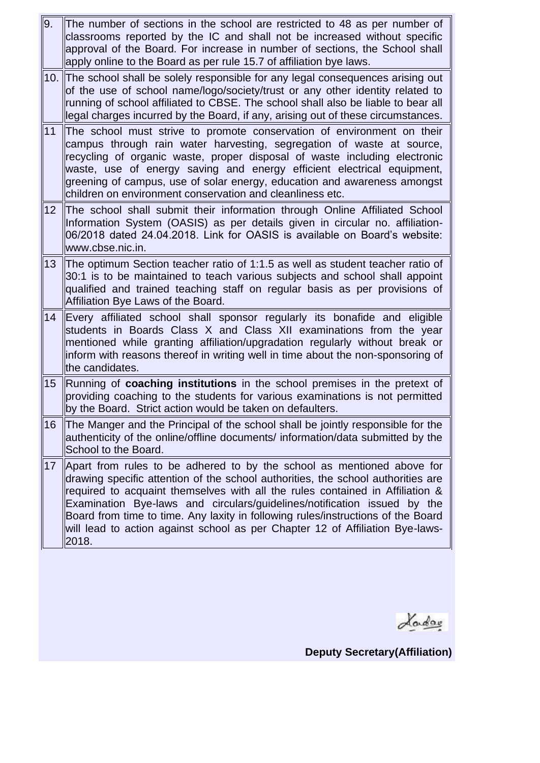| | |
|---|---|
| 9. | The number of sections in the school are restricted to 48 as per number of classrooms reported by the IC and shall not be increased without specific approval of the Board. For increase in number of sections, the School shall apply online to the Board as per rule 15.7 of affiliation bye laws. |
| 10. | The school shall be solely responsible for any legal consequences arising out of the use of school name/logo/society/trust or any other identity related to running of school affiliated to CBSE. The school shall also be liable to bear all legal charges incurred by the Board, if any, arising out of these circumstances. |
| 11 | The school must strive to promote conservation of environment on their campus through rain water harvesting, segregation of waste at source, recycling of organic waste, proper disposal of waste including electronic waste, use of energy saving and energy efficient electrical equipment, greening of campus, use of solar energy, education and awareness amongst children on environment conservation and cleanliness etc. |
| 12 | The school shall submit their information through Online Affiliated School Information System (OASIS) as per details given in circular no. affiliation-06/2018 dated 24.04.2018. Link for OASIS is available on Board's website: www.cbse.nic.in. |
| 13 | The optimum Section teacher ratio of 1:1.5 as well as student teacher ratio of 30:1 is to be maintained to teach various subjects and school shall appoint qualified and trained teaching staff on regular basis as per provisions of Affiliation Bye Laws of the Board. |
| 14 | Every affiliated school shall sponsor regularly its bonafide and eligible students in Boards Class X and Class XII examinations from the year mentioned while granting affiliation/upgradation regularly without break or inform with reasons thereof in writing well in time about the non-sponsoring of the candidates. |
| 15 | Running of **coaching institutions** in the school premises in the pretext of providing coaching to the students for various examinations is not permitted by the Board. Strict action would be taken on defaulters. |
| 16 | The Manger and the Principal of the school shall be jointly responsible for the authenticity of the online/offline documents/ information/data submitted by the School to the Board. |
| 17 | Apart from rules to be adhered to by the school as mentioned above for drawing specific attention of the school authorities, the school authorities are required to acquaint themselves with all the rules contained in Affiliation & Examination Bye-laws and circulars/guidelines/notification issued by the Board from time to time. Any laxity in following rules/instructions of the Board will lead to action against school as per Chapter 12 of Affiliation Bye-laws-2018. |

**Deputy Secretary(Affiliation)**